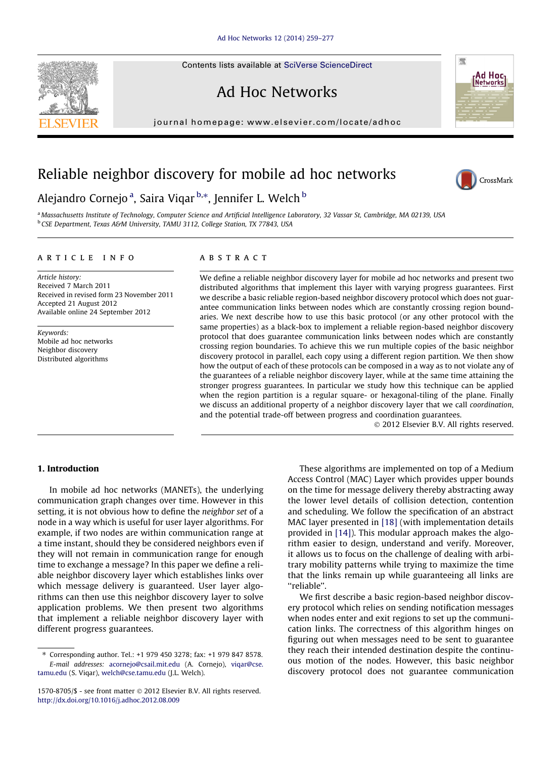# Reliable neighbor discovery for mobile ad hoc networks

Alejandro Cornejo [a], Saira Viqar [b,*], Jennifer L. Welch [b]

[a] Massachusetts Institute of Technology, Computer Science and Artificial Intelligence Laboratory, 32 Vassar St, Cambridge, MA 02139, USA
[b] CSE Department, Texas A&M University, TAMU 3112, College Station, TX 77843, USA

## ARTICLE INFO

*Article history:*
Received 7 March 2011
Received in revised form 23 November 2011
Accepted 21 August 2012
Available online 24 September 2012

*Keywords:*
Mobile ad hoc networks
Neighbor discovery
Distributed algorithms

## ABSTRACT

We define a reliable neighbor discovery layer for mobile ad hoc networks and present two distributed algorithms that implement this layer with varying progress guarantees. First we describe a basic reliable region-based neighbor discovery protocol which does not guarantee communication links between nodes which are constantly crossing region boundaries. We next describe how to use this basic protocol (or any other protocol with the same properties) as a black-box to implement a reliable region-based neighbor discovery protocol that does guarantee communication links between nodes which are constantly crossing region boundaries. To achieve this we run multiple copies of the basic neighbor discovery protocol in parallel, each copy using a different region partition. We then show how the output of each of these protocols can be composed in a way as to not violate any of the guarantees of a reliable neighbor discovery layer, while at the same time attaining the stronger progress guarantees. In particular we study how this technique can be applied when the region partition is a regular square- or hexagonal-tiling of the plane. Finally we discuss an additional property of a neighbor discovery layer that we call *coordination*, and the potential trade-off between progress and coordination guarantees.

© 2012 Elsevier B.V. All rights reserved.

## 1. Introduction

In mobile ad hoc networks (MANETs), the underlying communication graph changes over time. However in this setting, it is not obvious how to define the *neighbor set* of a node in a way which is useful for user layer algorithms. For example, if two nodes are within communication range at a time instant, should they be considered neighbors even if they will not remain in communication range for enough time to exchange a message? In this paper we define a reliable neighbor discovery layer which establishes links over which message delivery is guaranteed. User layer algorithms can then use this neighbor discovery layer to solve application problems. We then present two algorithms that implement a reliable neighbor discovery layer with different progress guarantees.

These algorithms are implemented on top of a Medium Access Control (MAC) Layer which provides upper bounds on the time for message delivery thereby abstracting away the lower level details of collision detection, contention and scheduling. We follow the specification of an abstract MAC layer presented in [18] (with implementation details provided in [14]). This modular approach makes the algorithm easier to design, understand and verify. Moreover, it allows us to focus on the challenge of dealing with arbitrary mobility patterns while trying to maximize the time that the links remain up while guaranteeing all links are "reliable".

We first describe a basic region-based neighbor discovery protocol which relies on sending notification messages when nodes enter and exit regions to set up the communication links. The correctness of this algorithm hinges on figuring out when messages need to be sent to guarantee they reach their intended destination despite the continuous motion of the nodes. However, this basic neighbor discovery protocol does not guarantee communication

---

\* Corresponding author. Tel.: +1 979 450 3278; fax: +1 979 847 8578.
*E-mail addresses:* acornejo@csail.mit.edu (A. Cornejo), viqar@cse.tamu.edu (S. Viqar), welch@cse.tamu.edu (J.L. Welch).

1570-8705/$ - see front matter © 2012 Elsevier B.V. All rights reserved.
http://dx.doi.org/10.1016/j.adhoc.2012.08.009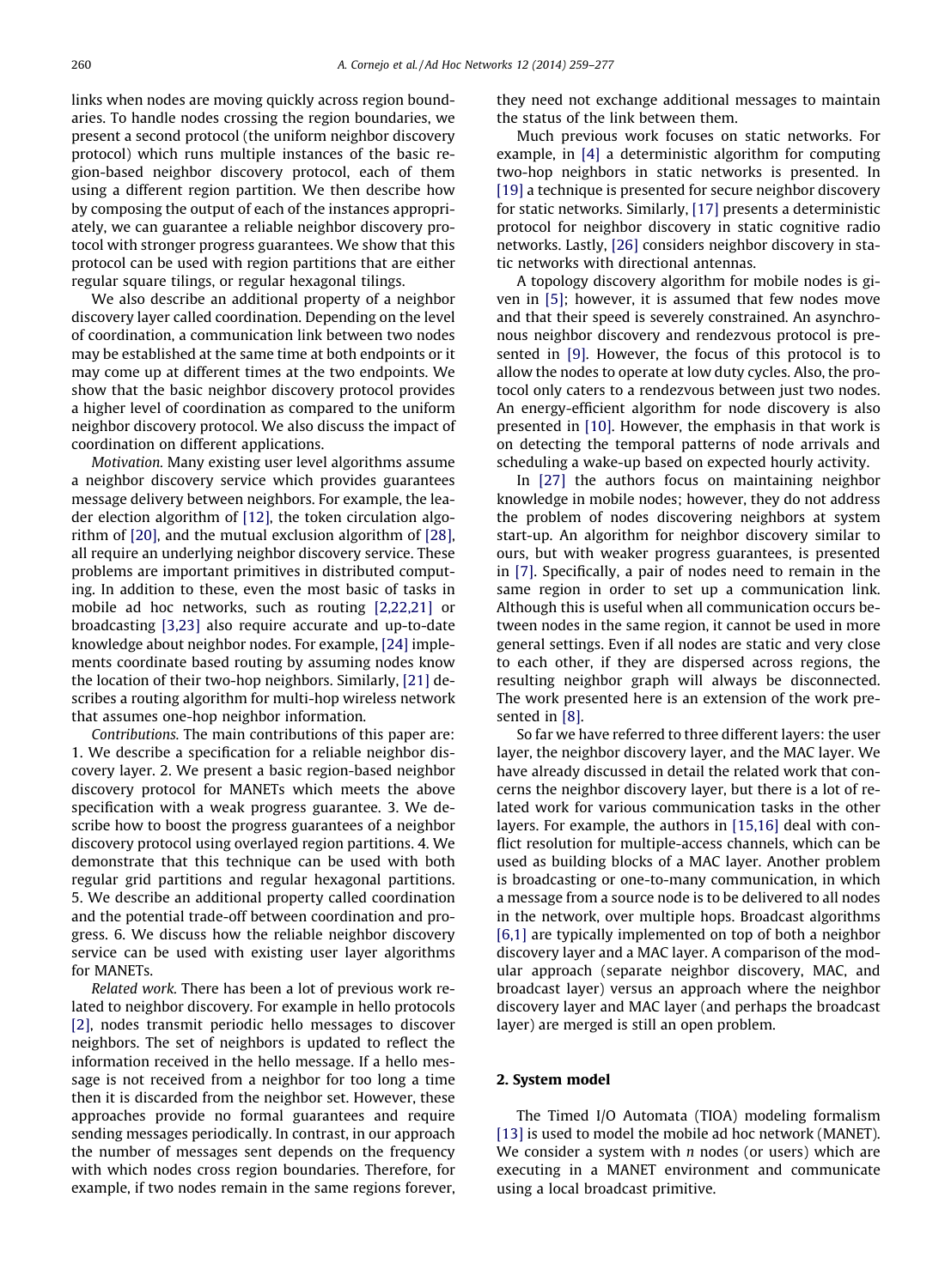links when nodes are moving quickly across region boundaries. To handle nodes crossing the region boundaries, we present a second protocol (the uniform neighbor discovery protocol) which runs multiple instances of the basic region-based neighbor discovery protocol, each of them using a different region partition. We then describe how by composing the output of each of the instances appropriately, we can guarantee a reliable neighbor discovery protocol with stronger progress guarantees. We show that this protocol can be used with region partitions that are either regular square tilings, or regular hexagonal tilings.

We also describe an additional property of a neighbor discovery layer called coordination. Depending on the level of coordination, a communication link between two nodes may be established at the same time at both endpoints or it may come up at different times at the two endpoints. We show that the basic neighbor discovery protocol provides a higher level of coordination as compared to the uniform neighbor discovery protocol. We also discuss the impact of coordination on different applications.

*Motivation.* Many existing user level algorithms assume a neighbor discovery service which provides guarantees message delivery between neighbors. For example, the leader election algorithm of [12], the token circulation algorithm of [20], and the mutual exclusion algorithm of [28], all require an underlying neighbor discovery service. These problems are important primitives in distributed computing. In addition to these, even the most basic of tasks in mobile ad hoc networks, such as routing [2,22,21] or broadcasting [3,23] also require accurate and up-to-date knowledge about neighbor nodes. For example, [24] implements coordinate based routing by assuming nodes know the location of their two-hop neighbors. Similarly, [21] describes a routing algorithm for multi-hop wireless network that assumes one-hop neighbor information.

*Contributions.* The main contributions of this paper are: 1. We describe a specification for a reliable neighbor discovery layer. 2. We present a basic region-based neighbor discovery protocol for MANETs which meets the above specification with a weak progress guarantee. 3. We describe how to boost the progress guarantees of a neighbor discovery protocol using overlayed region partitions. 4. We demonstrate that this technique can be used with both regular grid partitions and regular hexagonal partitions. 5. We describe an additional property called coordination and the potential trade-off between coordination and progress. 6. We discuss how the reliable neighbor discovery service can be used with existing user layer algorithms for MANETs.

*Related work.* There has been a lot of previous work related to neighbor discovery. For example in hello protocols [2], nodes transmit periodic hello messages to discover neighbors. The set of neighbors is updated to reflect the information received in the hello message. If a hello message is not received from a neighbor for too long a time then it is discarded from the neighbor set. However, these approaches provide no formal guarantees and require sending messages periodically. In contrast, in our approach the number of messages sent depends on the frequency with which nodes cross region boundaries. Therefore, for example, if two nodes remain in the same regions forever, they need not exchange additional messages to maintain the status of the link between them.

Much previous work focuses on static networks. For example, in [4] a deterministic algorithm for computing two-hop neighbors in static networks is presented. In [19] a technique is presented for secure neighbor discovery for static networks. Similarly, [17] presents a deterministic protocol for neighbor discovery in static cognitive radio networks. Lastly, [26] considers neighbor discovery in static networks with directional antennas.

A topology discovery algorithm for mobile nodes is given in [5]; however, it is assumed that few nodes move and that their speed is severely constrained. An asynchronous neighbor discovery and rendezvous protocol is presented in [9]. However, the focus of this protocol is to allow the nodes to operate at low duty cycles. Also, the protocol only caters to a rendezvous between just two nodes. An energy-efficient algorithm for node discovery is also presented in [10]. However, the emphasis in that work is on detecting the temporal patterns of node arrivals and scheduling a wake-up based on expected hourly activity.

In [27] the authors focus on maintaining neighbor knowledge in mobile nodes; however, they do not address the problem of nodes discovering neighbors at system start-up. An algorithm for neighbor discovery similar to ours, but with weaker progress guarantees, is presented in [7]. Specifically, a pair of nodes need to remain in the same region in order to set up a communication link. Although this is useful when all communication occurs between nodes in the same region, it cannot be used in more general settings. Even if all nodes are static and very close to each other, if they are dispersed across regions, the resulting neighbor graph will always be disconnected. The work presented here is an extension of the work presented in [8].

So far we have referred to three different layers: the user layer, the neighbor discovery layer, and the MAC layer. We have already discussed in detail the related work that concerns the neighbor discovery layer, but there is a lot of related work for various communication tasks in the other layers. For example, the authors in [15,16] deal with conflict resolution for multiple-access channels, which can be used as building blocks of a MAC layer. Another problem is broadcasting or one-to-many communication, in which a message from a source node is to be delivered to all nodes in the network, over multiple hops. Broadcast algorithms [6,1] are typically implemented on top of both a neighbor discovery layer and a MAC layer. A comparison of the modular approach (separate neighbor discovery, MAC, and broadcast layer) versus an approach where the neighbor discovery layer and MAC layer (and perhaps the broadcast layer) are merged is still an open problem.

## 2. System model

The Timed I/O Automata (TIOA) modeling formalism [13] is used to model the mobile ad hoc network (MANET). We consider a system with $n$ nodes (or users) which are executing in a MANET environment and communicate using a local broadcast primitive.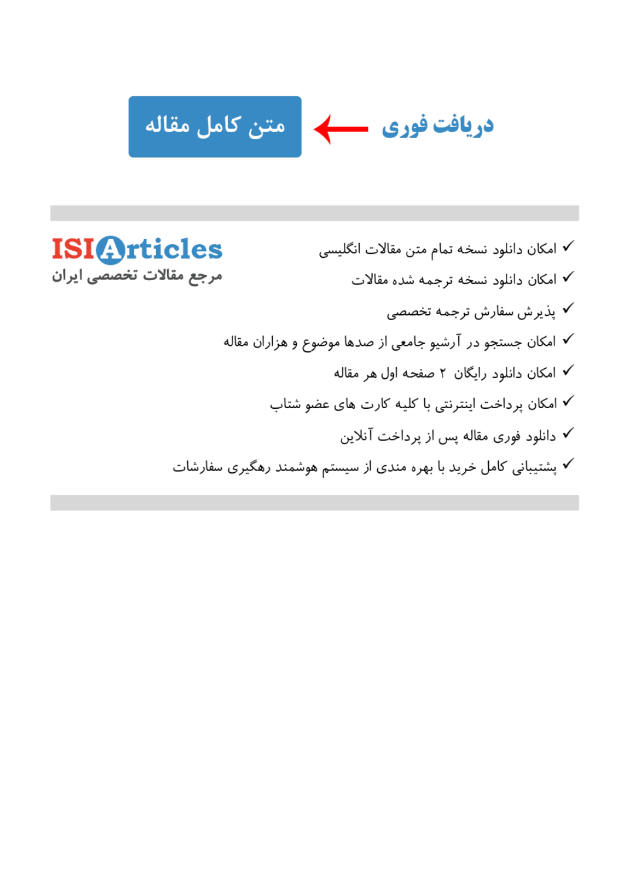دریافت فوری ← **متن کامل مقاله**

**ISIArticles**
مرجع مقالات تخصصی ایران

- ✓ امکان دانلود نسخه تمام متن مقالات انگلیسی
- ✓ امکان دانلود نسخه ترجمه شده مقالات
- ✓ پذیرش سفارش ترجمه تخصصی
- ✓ امکان جستجو در آرشیو جامعی از صدها موضوع و هزاران مقاله
- ✓ امکان دانلود رایگان ۲ صفحه اول هر مقاله
- ✓ امکان پرداخت اینترنتی با کلیه کارت های عضو شتاب
- ✓ دانلود فوری مقاله پس از پرداخت آنلاین
- ✓ پشتیبانی کامل خرید با بهره مندی از سیستم هوشمند رهگیری سفارشات